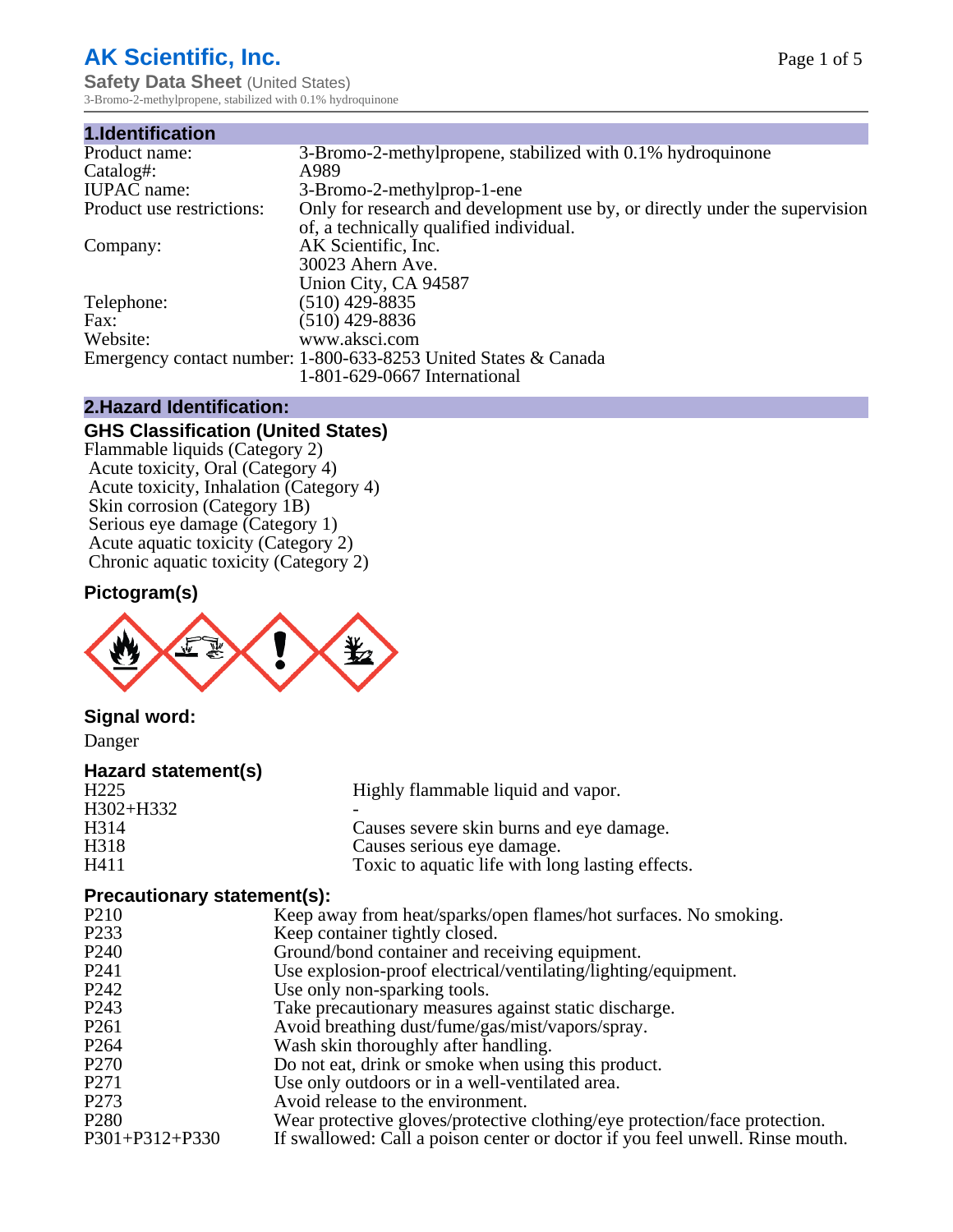# AK Scientific, Inc.

**Safety Data Sheet** (United States)
3-Bromo-2-methylpropene, stabilized with 0.1% hydroquinone

## 1.Identification

| | |
|---|---|
| Product name: | 3-Bromo-2-methylpropene, stabilized with 0.1% hydroquinone |
| Catalog#: | A989 |
| IUPAC name: | 3-Bromo-2-methylprop-1-ene |
| Product use restrictions: | Only for research and development use by, or directly under the supervision of, a technically qualified individual. |
| Company: | AK Scientific, Inc.<br>30023 Ahern Ave.<br>Union City, CA 94587 |
| Telephone: | (510) 429-8835 |
| Fax: | (510) 429-8836 |
| Website: | www.aksci.com |
| Emergency contact number: | 1-800-633-8253 United States & Canada<br>1-801-629-0667 International |

## 2.Hazard Identification:

### GHS Classification (United States)

Flammable liquids (Category 2)
Acute toxicity, Oral (Category 4)
Acute toxicity, Inhalation (Category 4)
Skin corrosion (Category 1B)
Serious eye damage (Category 1)
Acute aquatic toxicity (Category 2)
Chronic aquatic toxicity (Category 2)

### Pictogram(s)

### Signal word:

Danger

### Hazard statement(s)

| | |
|---|---|
| H225 | Highly flammable liquid and vapor. |
| H302+H332 | - |
| H314 | Causes severe skin burns and eye damage. |
| H318 | Causes serious eye damage. |
| H411 | Toxic to aquatic life with long lasting effects. |

### Precautionary statement(s):

| | |
|---|---|
| P210 | Keep away from heat/sparks/open flames/hot surfaces. No smoking. |
| P233 | Keep container tightly closed. |
| P240 | Ground/bond container and receiving equipment. |
| P241 | Use explosion-proof electrical/ventilating/lighting/equipment. |
| P242 | Use only non-sparking tools. |
| P243 | Take precautionary measures against static discharge. |
| P261 | Avoid breathing dust/fume/gas/mist/vapors/spray. |
| P264 | Wash skin thoroughly after handling. |
| P270 | Do not eat, drink or smoke when using this product. |
| P271 | Use only outdoors or in a well-ventilated area. |
| P273 | Avoid release to the environment. |
| P280 | Wear protective gloves/protective clothing/eye protection/face protection. |
| P301+P312+P330 | If swallowed: Call a poison center or doctor if you feel unwell. Rinse mouth. |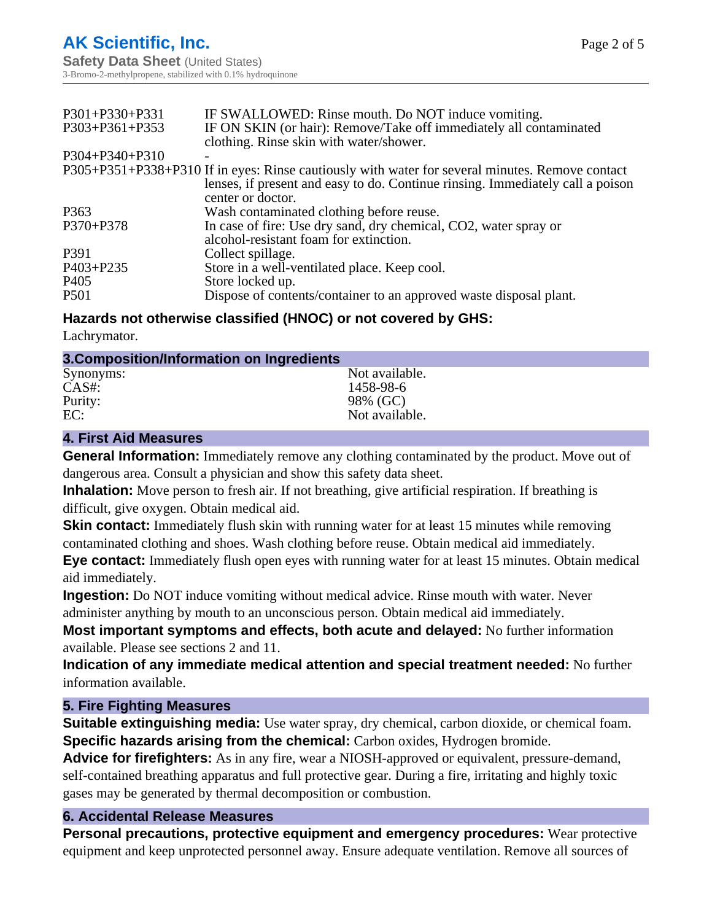| | |
|---|---|
| P301+P330+P331 | IF SWALLOWED: Rinse mouth. Do NOT induce vomiting. |
| P303+P361+P353 | IF ON SKIN (or hair): Remove/Take off immediately all contaminated clothing. Rinse skin with water/shower. |
| P304+P340+P310 | - |
| P305+P351+P338+P310 | If in eyes: Rinse cautiously with water for several minutes. Remove contact lenses, if present and easy to do. Continue rinsing. Immediately call a poison center or doctor. |
| P363 | Wash contaminated clothing before reuse. |
| P370+P378 | In case of fire: Use dry sand, dry chemical, CO2, water spray or alcohol-resistant foam for extinction. |
| P391 | Collect spillage. |
| P403+P235 | Store in a well-ventilated place. Keep cool. |
| P405 | Store locked up. |
| P501 | Dispose of contents/container to an approved waste disposal plant. |

### Hazards not otherwise classified (HNOC) or not covered by GHS:

Lachrymator.

## 3.Composition/Information on Ingredients

| | |
|---|---|
| Synonyms: | Not available. |
| CAS#: | 1458-98-6 |
| Purity: | 98% (GC) |
| EC: | Not available. |

## 4. First Aid Measures

**General Information:** Immediately remove any clothing contaminated by the product. Move out of dangerous area. Consult a physician and show this safety data sheet.

**Inhalation:** Move person to fresh air. If not breathing, give artificial respiration. If breathing is difficult, give oxygen. Obtain medical aid.

**Skin contact:** Immediately flush skin with running water for at least 15 minutes while removing contaminated clothing and shoes. Wash clothing before reuse. Obtain medical aid immediately.

**Eye contact:** Immediately flush open eyes with running water for at least 15 minutes. Obtain medical aid immediately.

**Ingestion:** Do NOT induce vomiting without medical advice. Rinse mouth with water. Never administer anything by mouth to an unconscious person. Obtain medical aid immediately.

**Most important symptoms and effects, both acute and delayed:** No further information available. Please see sections 2 and 11.

**Indication of any immediate medical attention and special treatment needed:** No further information available.

## 5. Fire Fighting Measures

**Suitable extinguishing media:** Use water spray, dry chemical, carbon dioxide, or chemical foam.

**Specific hazards arising from the chemical:** Carbon oxides, Hydrogen bromide.

**Advice for firefighters:** As in any fire, wear a NIOSH-approved or equivalent, pressure-demand, self-contained breathing apparatus and full protective gear. During a fire, irritating and highly toxic gases may be generated by thermal decomposition or combustion.

## 6. Accidental Release Measures

**Personal precautions, protective equipment and emergency procedures:** Wear protective equipment and keep unprotected personnel away. Ensure adequate ventilation. Remove all sources of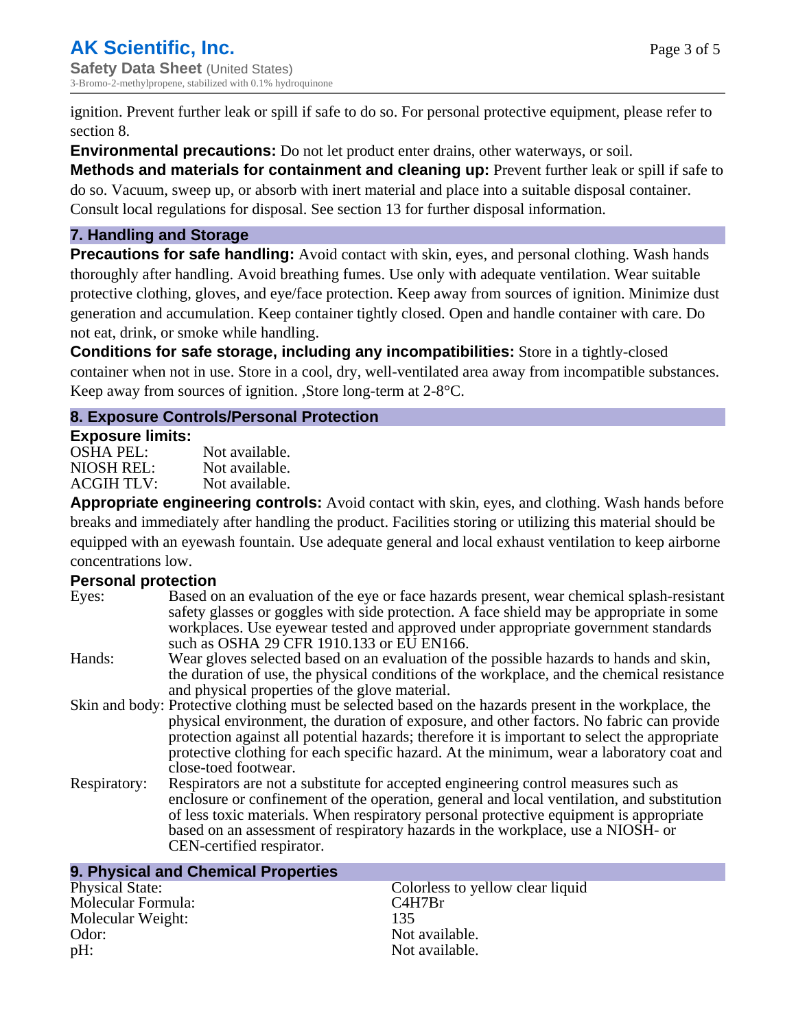ignition. Prevent further leak or spill if safe to do so. For personal protective equipment, please refer to section 8.

**Environmental precautions:** Do not let product enter drains, other waterways, or soil.

**Methods and materials for containment and cleaning up:** Prevent further leak or spill if safe to do so. Vacuum, sweep up, or absorb with inert material and place into a suitable disposal container. Consult local regulations for disposal. See section 13 for further disposal information.

## 7. Handling and Storage

**Precautions for safe handling:** Avoid contact with skin, eyes, and personal clothing. Wash hands thoroughly after handling. Avoid breathing fumes. Use only with adequate ventilation. Wear suitable protective clothing, gloves, and eye/face protection. Keep away from sources of ignition. Minimize dust generation and accumulation. Keep container tightly closed. Open and handle container with care. Do not eat, drink, or smoke while handling.

**Conditions for safe storage, including any incompatibilities:** Store in a tightly-closed container when not in use. Store in a cool, dry, well-ventilated area away from incompatible substances. Keep away from sources of ignition. ,Store long-term at 2-8°C.

## 8. Exposure Controls/Personal Protection

**Exposure limits:**

| | |
|---|---|
| OSHA PEL: | Not available. |
| NIOSH REL: | Not available. |
| ACGIH TLV: | Not available. |

**Appropriate engineering controls:** Avoid contact with skin, eyes, and clothing. Wash hands before breaks and immediately after handling the product. Facilities storing or utilizing this material should be equipped with an eyewash fountain. Use adequate general and local exhaust ventilation to keep airborne concentrations low.

**Personal protection**

| | |
|---|---|
| Eyes: | Based on an evaluation of the eye or face hazards present, wear chemical splash-resistant safety glasses or goggles with side protection. A face shield may be appropriate in some workplaces. Use eyewear tested and approved under appropriate government standards such as OSHA 29 CFR 1910.133 or EU EN166. |
| Hands: | Wear gloves selected based on an evaluation of the possible hazards to hands and skin, the duration of use, the physical conditions of the workplace, and the chemical resistance and physical properties of the glove material. |
| Skin and body: | Protective clothing must be selected based on the hazards present in the workplace, the physical environment, the duration of exposure, and other factors. No fabric can provide protection against all potential hazards; therefore it is important to select the appropriate protective clothing for each specific hazard. At the minimum, wear a laboratory coat and close-toed footwear. |
| Respiratory: | Respirators are not a substitute for accepted engineering control measures such as enclosure or confinement of the operation, general and local ventilation, and substitution of less toxic materials. When respiratory personal protective equipment is appropriate based on an assessment of respiratory hazards in the workplace, use a NIOSH- or CEN-certified respirator. |

## 9. Physical and Chemical Properties

| | |
|---|---|
| Physical State: | Colorless to yellow clear liquid |
| Molecular Formula: | $C_4H_7Br$ |
| Molecular Weight: | 135 |
| Odor: | Not available. |
| pH: | Not available. |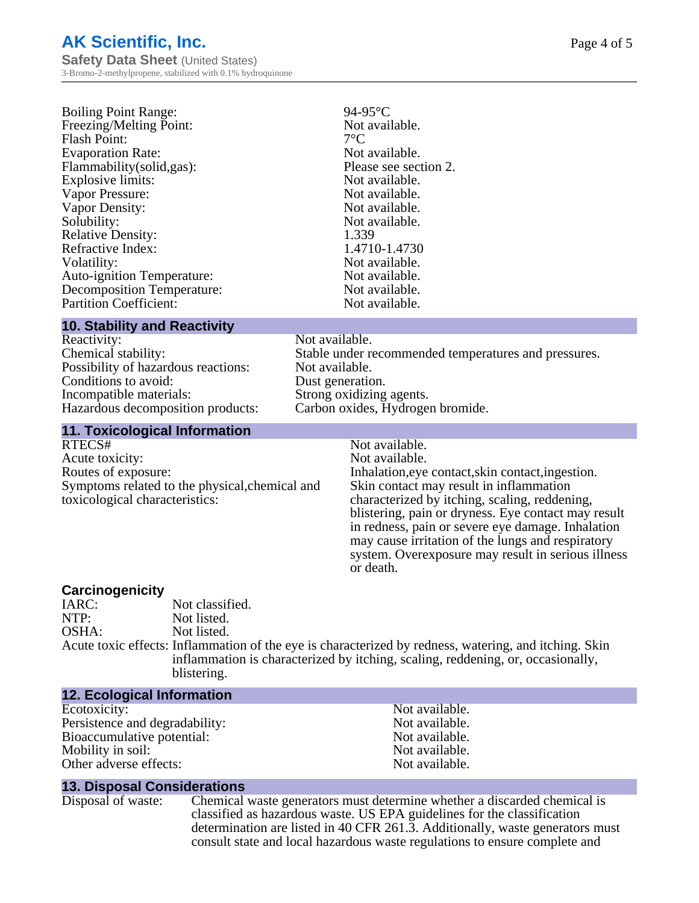| | |
|---|---|
| Boiling Point Range: | 94-95°C |
| Freezing/Melting Point: | Not available. |
| Flash Point: | 7°C |
| Evaporation Rate: | Not available. |
| Flammability(solid,gas): | Please see section 2. |
| Explosive limits: | Not available. |
| Vapor Pressure: | Not available. |
| Vapor Density: | Not available. |
| Solubility: | Not available. |
| Relative Density: | 1.339 |
| Refractive Index: | 1.4710-1.4730 |
| Volatility: | Not available. |
| Auto-ignition Temperature: | Not available. |
| Decomposition Temperature: | Not available. |
| Partition Coefficient: | Not available. |

## 10. Stability and Reactivity

| | |
|---|---|
| Reactivity: | Not available. |
| Chemical stability: | Stable under recommended temperatures and pressures. |
| Possibility of hazardous reactions: | Not available. |
| Conditions to avoid: | Dust generation. |
| Incompatible materials: | Strong oxidizing agents. |
| Hazardous decomposition products: | Carbon oxides, Hydrogen bromide. |

## 11. Toxicological Information

| | |
|---|---|
| RTECS# | Not available. |
| Acute toxicity: | Not available. |
| Routes of exposure: | Inhalation,eye contact,skin contact,ingestion. |
| Symptoms related to the physical,chemical and toxicological characteristics: | Skin contact may result in inflammation characterized by itching, scaling, reddening, blistering, pain or dryness. Eye contact may result in redness, pain or severe eye damage. Inhalation may cause irritation of the lungs and respiratory system. Overexposure may result in serious illness or death. |

### Carcinogenicity

| | |
|---|---|
| IARC: | Not classified. |
| NTP: | Not listed. |
| OSHA: | Not listed. |
| Acute toxic effects: | Inflammation of the eye is characterized by redness, watering, and itching. Skin inflammation is characterized by itching, scaling, reddening, or, occasionally, blistering. |

## 12. Ecological Information

| | |
|---|---|
| Ecotoxicity: | Not available. |
| Persistence and degradability: | Not available. |
| Bioaccumulative potential: | Not available. |
| Mobility in soil: | Not available. |
| Other adverse effects: | Not available. |

## 13. Disposal Considerations

| | |
|---|---|
| Disposal of waste: | Chemical waste generators must determine whether a discarded chemical is classified as hazardous waste. US EPA guidelines for the classification determination are listed in 40 CFR 261.3. Additionally, waste generators must consult state and local hazardous waste regulations to ensure complete and |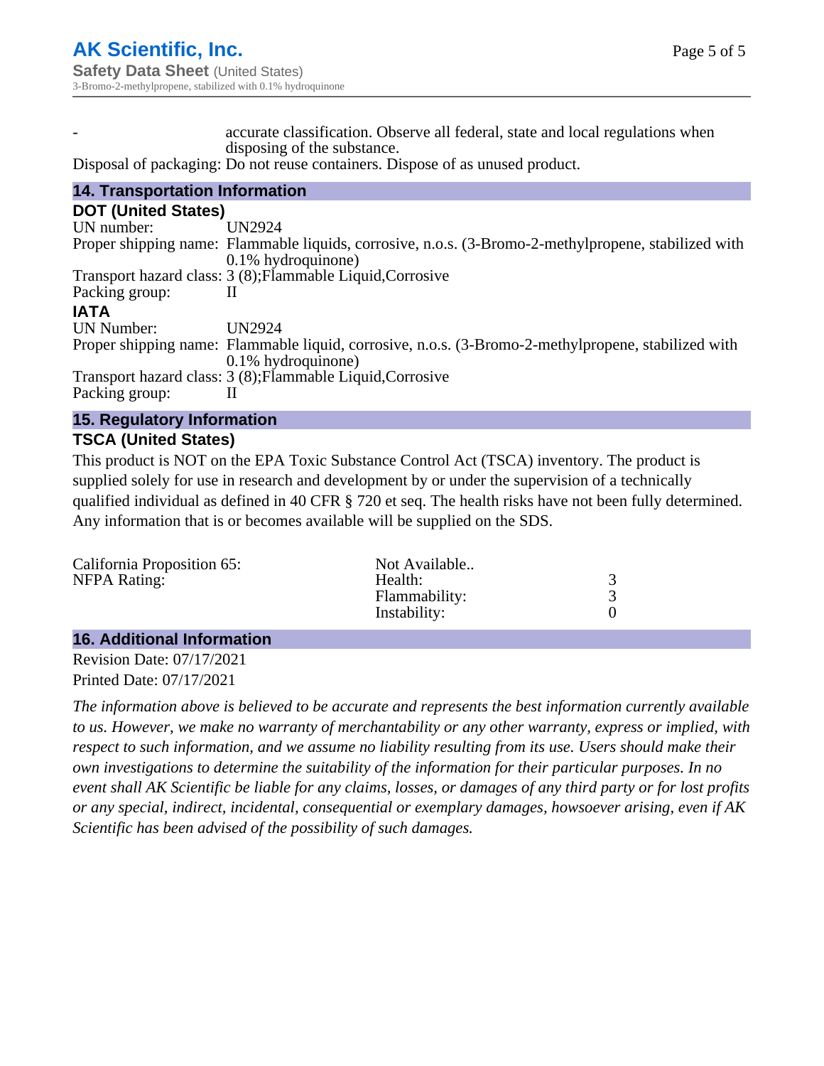- accurate classification. Observe all federal, state and local regulations when disposing of the substance.

Disposal of packaging: Do not reuse containers. Dispose of as unused product.

## 14. Transportation Information

### DOT (United States)

UN number: UN2924

Proper shipping name: Flammable liquids, corrosive, n.o.s. (3-Bromo-2-methylpropene, stabilized with 0.1% hydroquinone)

Transport hazard class: 3 (8);Flammable Liquid,Corrosive

Packing group: II

### IATA

UN Number: UN2924

Proper shipping name: Flammable liquid, corrosive, n.o.s. (3-Bromo-2-methylpropene, stabilized with 0.1% hydroquinone)

Transport hazard class: 3 (8);Flammable Liquid,Corrosive

Packing group: II

## 15. Regulatory Information

### TSCA (United States)

This product is NOT on the EPA Toxic Substance Control Act (TSCA) inventory. The product is supplied solely for use in research and development by or under the supervision of a technically qualified individual as defined in 40 CFR § 720 et seq. The health risks have not been fully determined. Any information that is or becomes available will be supplied on the SDS.

| | | |
|---|---|---|
| California Proposition 65: | Not Available.. | |
| NFPA Rating: | Health: | 3 |
| | Flammability: | 3 |
| | Instability: | 0 |

## 16. Additional Information

Revision Date: 07/17/2021

Printed Date: 07/17/2021

*The information above is believed to be accurate and represents the best information currently available to us. However, we make no warranty of merchantability or any other warranty, express or implied, with respect to such information, and we assume no liability resulting from its use. Users should make their own investigations to determine the suitability of the information for their particular purposes. In no event shall AK Scientific be liable for any claims, losses, or damages of any third party or for lost profits or any special, indirect, incidental, consequential or exemplary damages, howsoever arising, even if AK Scientific has been advised of the possibility of such damages.*